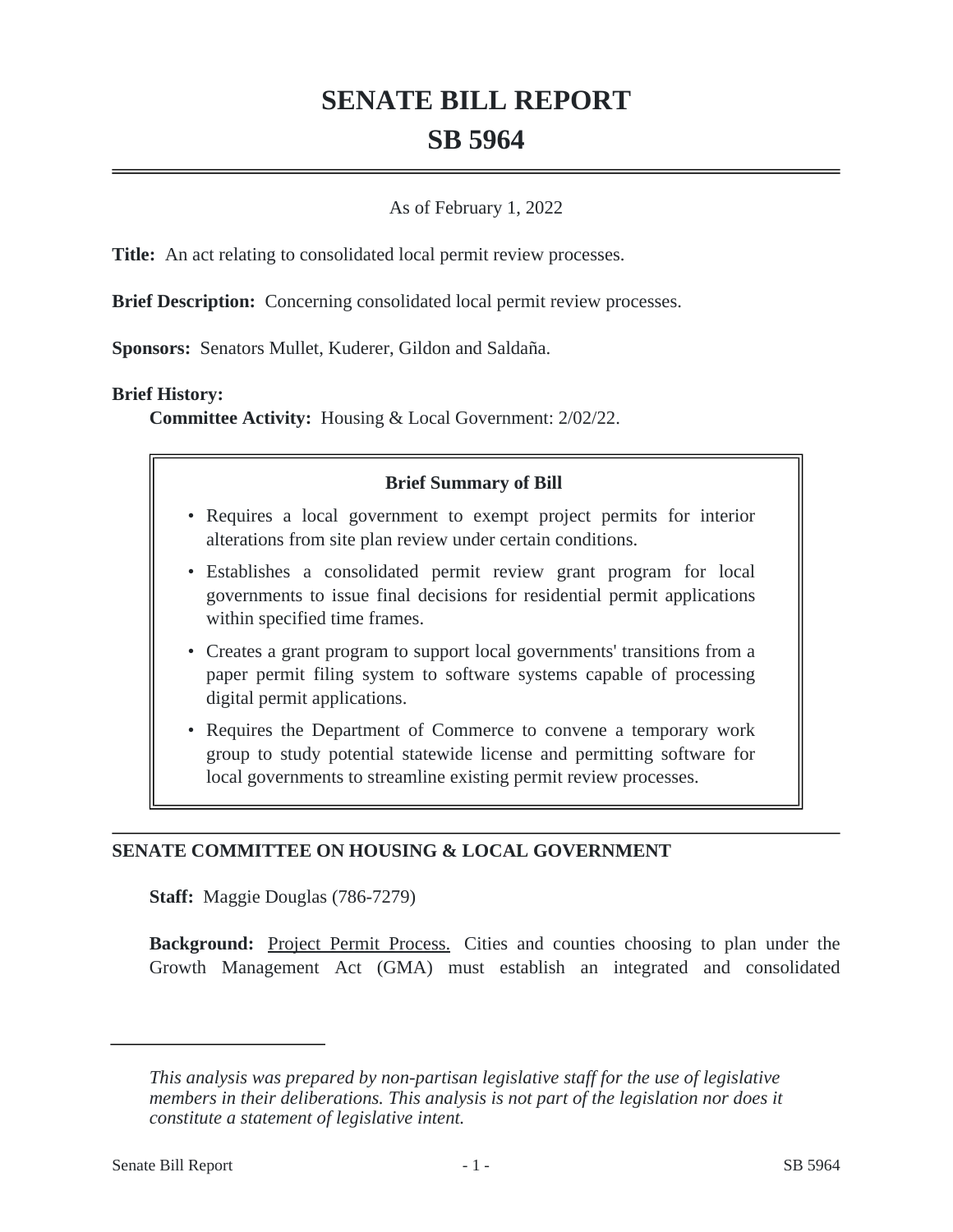# SENATE BILL REPORT

# SB 5964

As of February 1, 2022

**Title:** An act relating to consolidated local permit review processes.

**Brief Description:** Concerning consolidated local permit review processes.

**Sponsors:** Senators Mullet, Kuderer, Gildon and Saldaña.

**Brief History:**

**Committee Activity:** Housing & Local Government: 2/02/22.

**Brief Summary of Bill**

- Requires a local government to exempt project permits for interior alterations from site plan review under certain conditions.
- Establishes a consolidated permit review grant program for local governments to issue final decisions for residential permit applications within specified time frames.
- Creates a grant program to support local governments' transitions from a paper permit filing system to software systems capable of processing digital permit applications.
- Requires the Department of Commerce to convene a temporary work group to study potential statewide license and permitting software for local governments to streamline existing permit review processes.

## SENATE COMMITTEE ON HOUSING & LOCAL GOVERNMENT

**Staff:** Maggie Douglas (786-7279)

**Background:** Project Permit Process. Cities and counties choosing to plan under the Growth Management Act (GMA) must establish an integrated and consolidated

*This analysis was prepared by non-partisan legislative staff for the use of legislative members in their deliberations. This analysis is not part of the legislation nor does it constitute a statement of legislative intent.*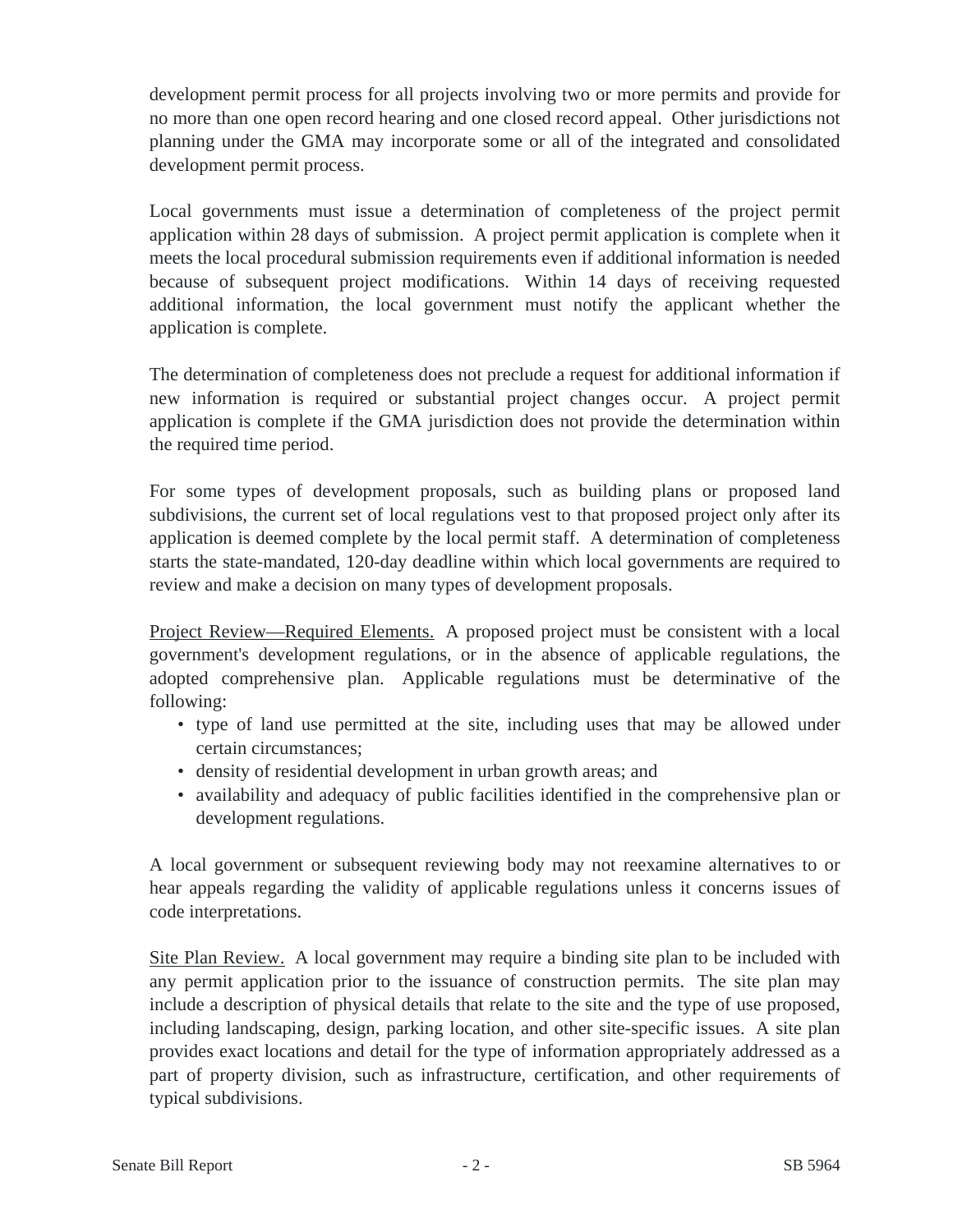development permit process for all projects involving two or more permits and provide for no more than one open record hearing and one closed record appeal. Other jurisdictions not planning under the GMA may incorporate some or all of the integrated and consolidated development permit process.

Local governments must issue a determination of completeness of the project permit application within 28 days of submission. A project permit application is complete when it meets the local procedural submission requirements even if additional information is needed because of subsequent project modifications. Within 14 days of receiving requested additional information, the local government must notify the applicant whether the application is complete.

The determination of completeness does not preclude a request for additional information if new information is required or substantial project changes occur. A project permit application is complete if the GMA jurisdiction does not provide the determination within the required time period.

For some types of development proposals, such as building plans or proposed land subdivisions, the current set of local regulations vest to that proposed project only after its application is deemed complete by the local permit staff. A determination of completeness starts the state-mandated, 120-day deadline within which local governments are required to review and make a decision on many types of development proposals.

<u>Project Review—Required Elements.</u> A proposed project must be consistent with a local government's development regulations, or in the absence of applicable regulations, the adopted comprehensive plan. Applicable regulations must be determinative of the following:

- type of land use permitted at the site, including uses that may be allowed under certain circumstances;
- density of residential development in urban growth areas; and
- availability and adequacy of public facilities identified in the comprehensive plan or development regulations.

A local government or subsequent reviewing body may not reexamine alternatives to or hear appeals regarding the validity of applicable regulations unless it concerns issues of code interpretations.

<u>Site Plan Review.</u> A local government may require a binding site plan to be included with any permit application prior to the issuance of construction permits. The site plan may include a description of physical details that relate to the site and the type of use proposed, including landscaping, design, parking location, and other site-specific issues. A site plan provides exact locations and detail for the type of information appropriately addressed as a part of property division, such as infrastructure, certification, and other requirements of typical subdivisions.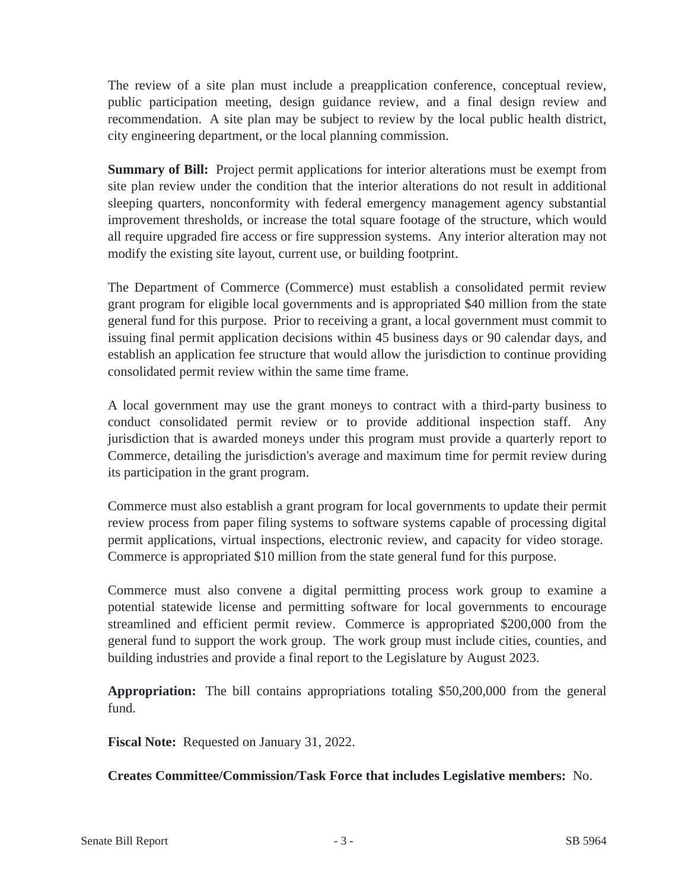The review of a site plan must include a preapplication conference, conceptual review, public participation meeting, design guidance review, and a final design review and recommendation. A site plan may be subject to review by the local public health district, city engineering department, or the local planning commission.

**Summary of Bill:** Project permit applications for interior alterations must be exempt from site plan review under the condition that the interior alterations do not result in additional sleeping quarters, nonconformity with federal emergency management agency substantial improvement thresholds, or increase the total square footage of the structure, which would all require upgraded fire access or fire suppression systems. Any interior alteration may not modify the existing site layout, current use, or building footprint.

The Department of Commerce (Commerce) must establish a consolidated permit review grant program for eligible local governments and is appropriated $40 million from the state general fund for this purpose. Prior to receiving a grant, a local government must commit to issuing final permit application decisions within 45 business days or 90 calendar days, and establish an application fee structure that would allow the jurisdiction to continue providing consolidated permit review within the same time frame.

A local government may use the grant moneys to contract with a third-party business to conduct consolidated permit review or to provide additional inspection staff. Any jurisdiction that is awarded moneys under this program must provide a quarterly report to Commerce, detailing the jurisdiction's average and maximum time for permit review during its participation in the grant program.

Commerce must also establish a grant program for local governments to update their permit review process from paper filing systems to software systems capable of processing digital permit applications, virtual inspections, electronic review, and capacity for video storage. Commerce is appropriated $10 million from the state general fund for this purpose.

Commerce must also convene a digital permitting process work group to examine a potential statewide license and permitting software for local governments to encourage streamlined and efficient permit review. Commerce is appropriated $200,000 from the general fund to support the work group. The work group must include cities, counties, and building industries and provide a final report to the Legislature by August 2023.

**Appropriation:** The bill contains appropriations totaling $50,200,000 from the general fund.

**Fiscal Note:** Requested on January 31, 2022.

**Creates Committee/Commission/Task Force that includes Legislative members:** No.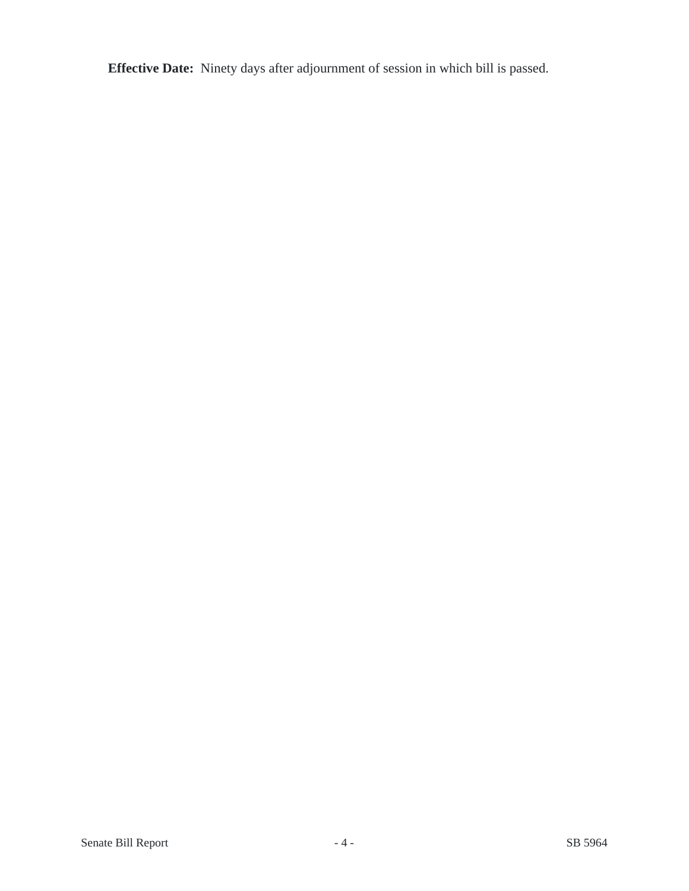**Effective Date:** Ninety days after adjournment of session in which bill is passed.